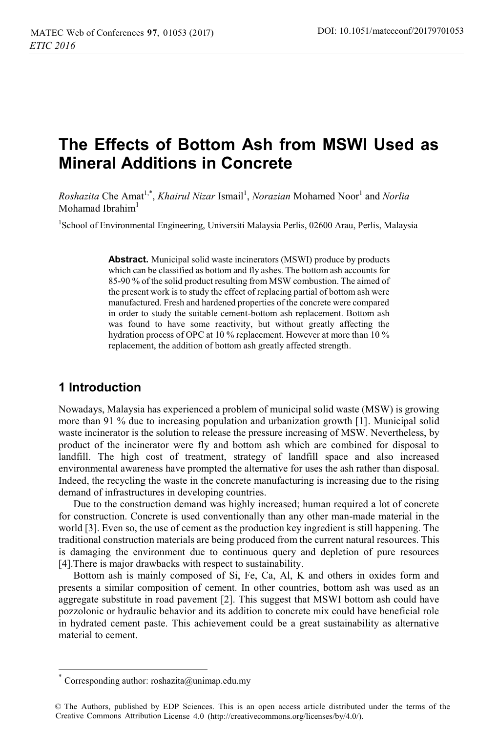# The Effects of Bottom Ash from MSWI Used as Mineral Additions in Concrete

*Roshazita* Che Amat[1,*], *Khairul Nizar* Ismail[1], *Norazian* Mohamed Noor[1] and *Norlia* Mohamad Ibrahim[1]

[1]School of Environmental Engineering, Universiti Malaysia Perlis, 02600 Arau, Perlis, Malaysia

**Abstract.** Municipal solid waste incinerators (MSWI) produce by products which can be classified as bottom and fly ashes. The bottom ash accounts for 85-90 % of the solid product resulting from MSW combustion. The aimed of the present work is to study the effect of replacing partial of bottom ash were manufactured. Fresh and hardened properties of the concrete were compared in order to study the suitable cement-bottom ash replacement. Bottom ash was found to have some reactivity, but without greatly affecting the hydration process of OPC at 10 % replacement. However at more than 10 % replacement, the addition of bottom ash greatly affected strength.

## 1 Introduction

Nowadays, Malaysia has experienced a problem of municipal solid waste (MSW) is growing more than 91 % due to increasing population and urbanization growth [1]. Municipal solid waste incinerator is the solution to release the pressure increasing of MSW. Nevertheless, by product of the incinerator were fly and bottom ash which are combined for disposal to landfill. The high cost of treatment, strategy of landfill space and also increased environmental awareness have prompted the alternative for uses the ash rather than disposal. Indeed, the recycling the waste in the concrete manufacturing is increasing due to the rising demand of infrastructures in developing countries.

Due to the construction demand was highly increased; human required a lot of concrete for construction. Concrete is used conventionally than any other man-made material in the world [3]. Even so, the use of cement as the production key ingredient is still happening. The traditional construction materials are being produced from the current natural resources. This is damaging the environment due to continuous query and depletion of pure resources [4].There is major drawbacks with respect to sustainability.

Bottom ash is mainly composed of Si, Fe, Ca, Al, K and others in oxides form and presents a similar composition of cement. In other countries, bottom ash was used as an aggregate substitute in road pavement [2]. This suggest that MSWI bottom ash could have pozzolonic or hydraulic behavior and its addition to concrete mix could have beneficial role in hydrated cement paste. This achievement could be a great sustainability as alternative material to cement.

* Corresponding author: roshazita@unimap.edu.my

© The Authors, published by EDP Sciences. This is an open access article distributed under the terms of the Creative Commons Attribution License 4.0 (http://creativecommons.org/licenses/by/4.0/).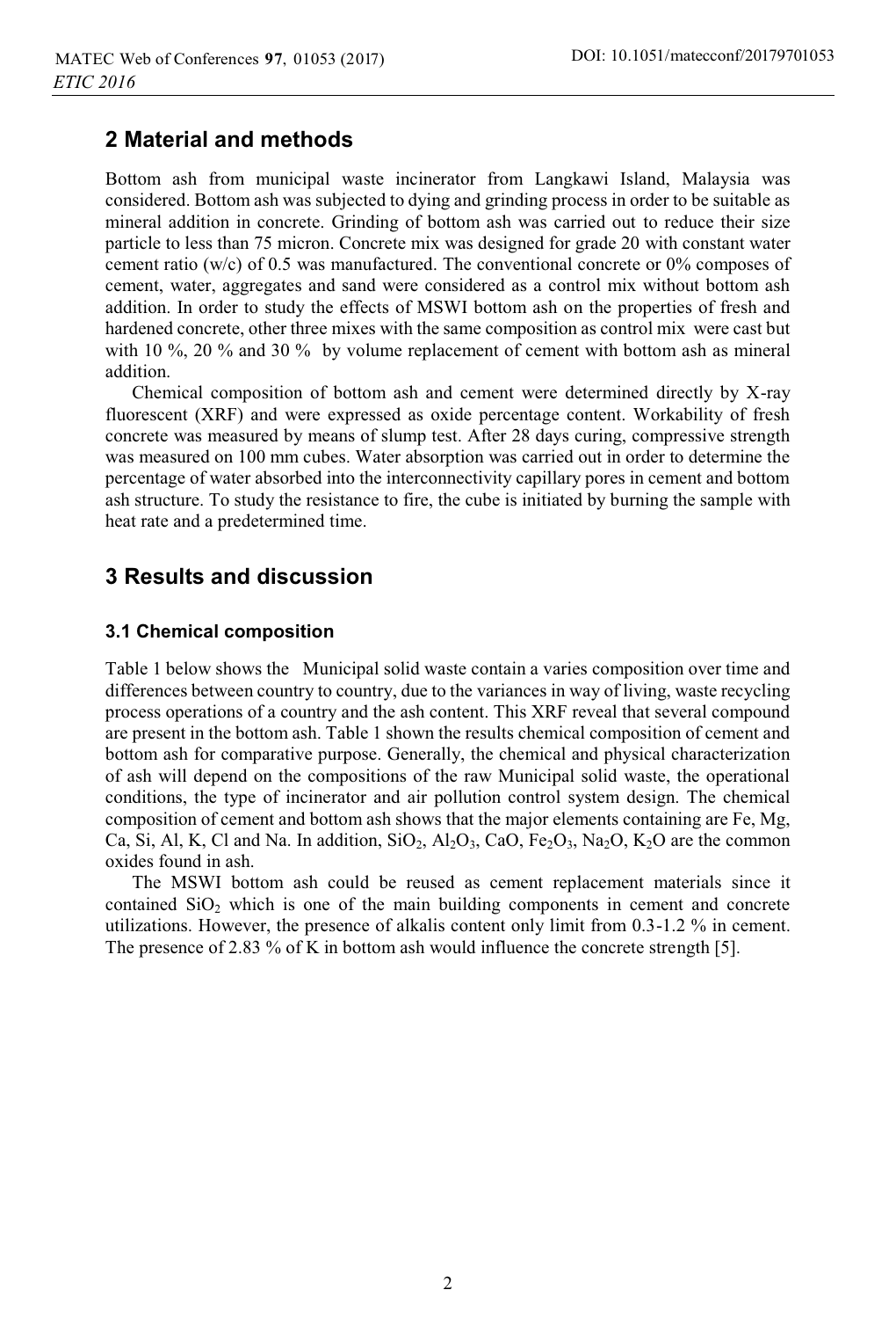## 2 Material and methods

Bottom ash from municipal waste incinerator from Langkawi Island, Malaysia was considered. Bottom ash was subjected to dying and grinding process in order to be suitable as mineral addition in concrete. Grinding of bottom ash was carried out to reduce their size particle to less than 75 micron. Concrete mix was designed for grade 20 with constant water cement ratio (w/c) of 0.5 was manufactured. The conventional concrete or 0% composes of cement, water, aggregates and sand were considered as a control mix without bottom ash addition. In order to study the effects of MSWI bottom ash on the properties of fresh and hardened concrete, other three mixes with the same composition as control mix were cast but with 10 %, 20 % and 30 % by volume replacement of cement with bottom ash as mineral addition.

Chemical composition of bottom ash and cement were determined directly by X-ray fluorescent (XRF) and were expressed as oxide percentage content. Workability of fresh concrete was measured by means of slump test. After 28 days curing, compressive strength was measured on 100 mm cubes. Water absorption was carried out in order to determine the percentage of water absorbed into the interconnectivity capillary pores in cement and bottom ash structure. To study the resistance to fire, the cube is initiated by burning the sample with heat rate and a predetermined time.

## 3 Results and discussion

### 3.1 Chemical composition

Table 1 below shows the Municipal solid waste contain a varies composition over time and differences between country to country, due to the variances in way of living, waste recycling process operations of a country and the ash content. This XRF reveal that several compound are present in the bottom ash. Table 1 shown the results chemical composition of cement and bottom ash for comparative purpose. Generally, the chemical and physical characterization of ash will depend on the compositions of the raw Municipal solid waste, the operational conditions, the type of incinerator and air pollution control system design. The chemical composition of cement and bottom ash shows that the major elements containing are Fe, Mg, Ca, Si, Al, K, Cl and Na. In addition, $SiO_2$, $Al_2O_3$, CaO, $Fe_2O_3$, $Na_2O$, $K_2O$ are the common oxides found in ash.

The MSWI bottom ash could be reused as cement replacement materials since it contained $SiO_2$ which is one of the main building components in cement and concrete utilizations. However, the presence of alkalis content only limit from 0.3-1.2 % in cement. The presence of 2.83 % of K in bottom ash would influence the concrete strength [5].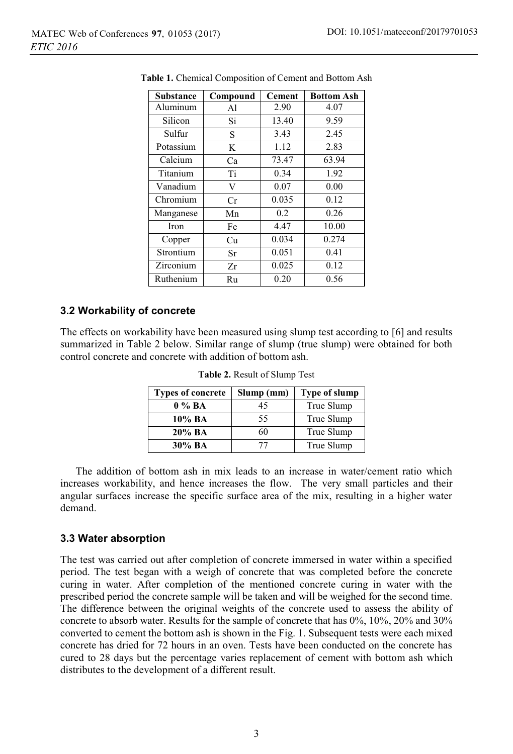**Table 1.** Chemical Composition of Cement and Bottom Ash

| Substance | Compound | Cement | Bottom Ash |
|---|---|---|---|
| Aluminum | Al | 2.90 | 4.07 |
| Silicon | Si | 13.40 | 9.59 |
| Sulfur | S | 3.43 | 2.45 |
| Potassium | K | 1.12 | 2.83 |
| Calcium | Ca | 73.47 | 63.94 |
| Titanium | Ti | 0.34 | 1.92 |
| Vanadium | V | 0.07 | 0.00 |
| Chromium | Cr | 0.035 | 0.12 |
| Manganese | Mn | 0.2 | 0.26 |
| Iron | Fe | 4.47 | 10.00 |
| Copper | Cu | 0.034 | 0.274 |
| Strontium | Sr | 0.051 | 0.41 |
| Zirconium | Zr | 0.025 | 0.12 |
| Ruthenium | Ru | 0.20 | 0.56 |

### 3.2 Workability of concrete

The effects on workability have been measured using slump test according to [6] and results summarized in Table 2 below. Similar range of slump (true slump) were obtained for both control concrete and concrete with addition of bottom ash.

**Table 2.** Result of Slump Test

| Types of concrete | Slump (mm) | Type of slump |
|---|---|---|
| **0 % BA** | 45 | True Slump |
| **10% BA** | 55 | True Slump |
| **20% BA** | 60 | True Slump |
| **30% BA** | 77 | True Slump |

The addition of bottom ash in mix leads to an increase in water/cement ratio which increases workability, and hence increases the flow. The very small particles and their angular surfaces increase the specific surface area of the mix, resulting in a higher water demand.

### 3.3 Water absorption

The test was carried out after completion of concrete immersed in water within a specified period. The test began with a weigh of concrete that was completed before the concrete curing in water. After completion of the mentioned concrete curing in water with the prescribed period the concrete sample will be taken and will be weighed for the second time. The difference between the original weights of the concrete used to assess the ability of concrete to absorb water. Results for the sample of concrete that has 0%, 10%, 20% and 30% converted to cement the bottom ash is shown in the Fig. 1. Subsequent tests were each mixed concrete has dried for 72 hours in an oven. Tests have been conducted on the concrete has cured to 28 days but the percentage varies replacement of cement with bottom ash which distributes to the development of a different result.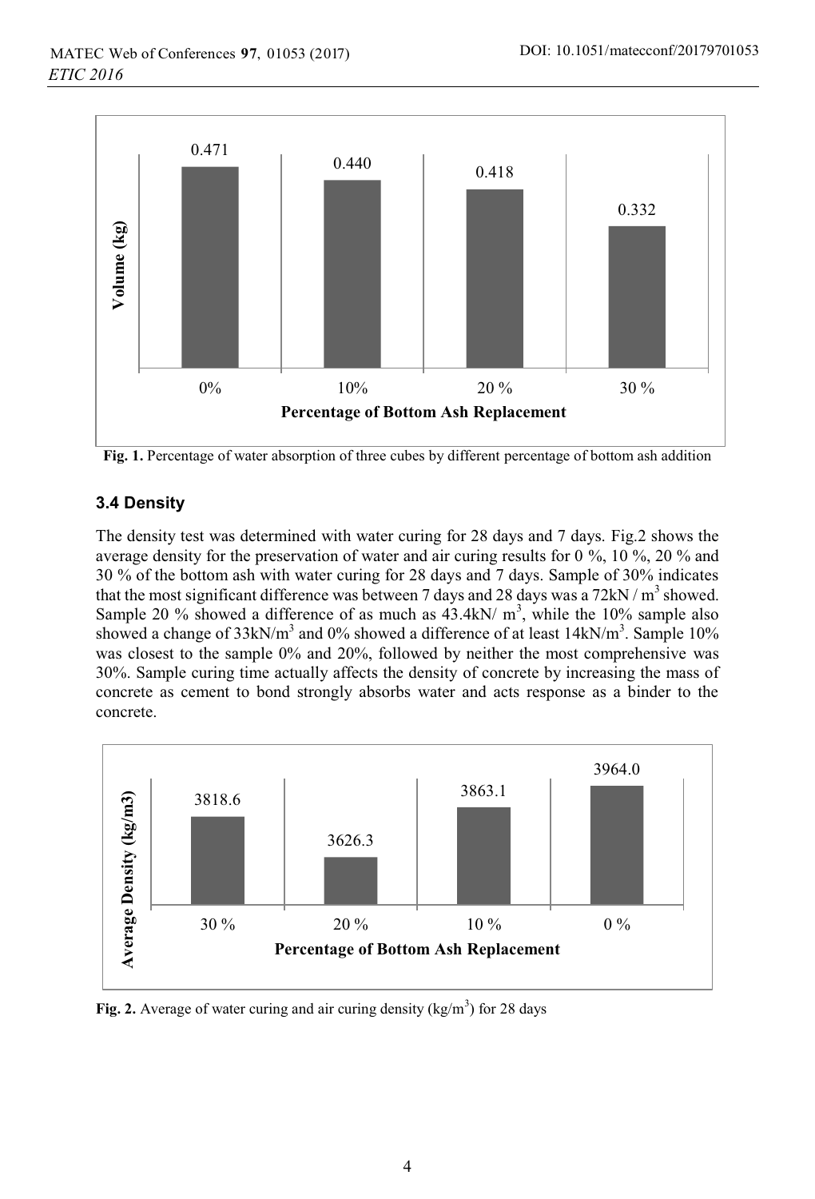Fig. 1. Percentage of water absorption of three cubes by different percentage of bottom ash addition

### 3.4 Density

The density test was determined with water curing for 28 days and 7 days. Fig.2 shows the average density for the preservation of water and air curing results for 0 %, 10 %, 20 % and 30 % of the bottom ash with water curing for 28 days and 7 days. Sample of 30% indicates that the most significant difference was between 7 days and 28 days was a 72kN / $m^3$ showed. Sample 20 % showed a difference of as much as 43.4kN/ $m^3$, while the 10% sample also showed a change of 33kN/$m^3$ and 0% showed a difference of at least 14kN/$m^3$. Sample 10% was closest to the sample 0% and 20%, followed by neither the most comprehensive was 30%. Sample curing time actually affects the density of concrete by increasing the mass of concrete as cement to bond strongly absorbs water and acts response as a binder to the concrete.

Fig. 2. Average of water curing and air curing density (kg/$m^3$) for 28 days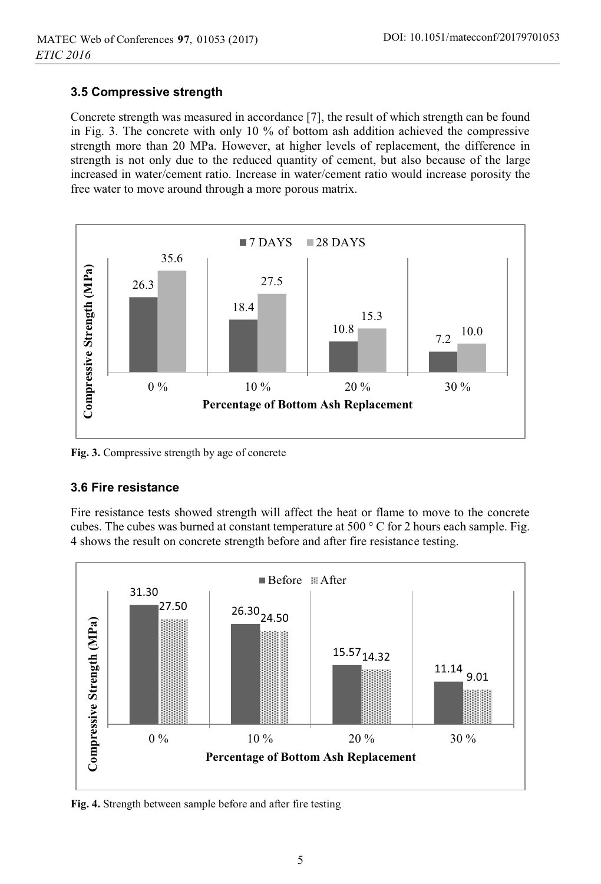### 3.5 Compressive strength

Concrete strength was measured in accordance [7], the result of which strength can be found in Fig. 3. The concrete with only 10 % of bottom ash addition achieved the compressive strength more than 20 MPa. However, at higher levels of replacement, the difference in strength is not only due to the reduced quantity of cement, but also because of the large increased in water/cement ratio. Increase in water/cement ratio would increase porosity the free water to move around through a more porous matrix.

Fig. 3. Compressive strength by age of concrete

### 3.6 Fire resistance

Fire resistance tests showed strength will affect the heat or flame to move to the concrete cubes. The cubes was burned at constant temperature at 500 ° C for 2 hours each sample. Fig. 4 shows the result on concrete strength before and after fire resistance testing.

Fig. 4. Strength between sample before and after fire testing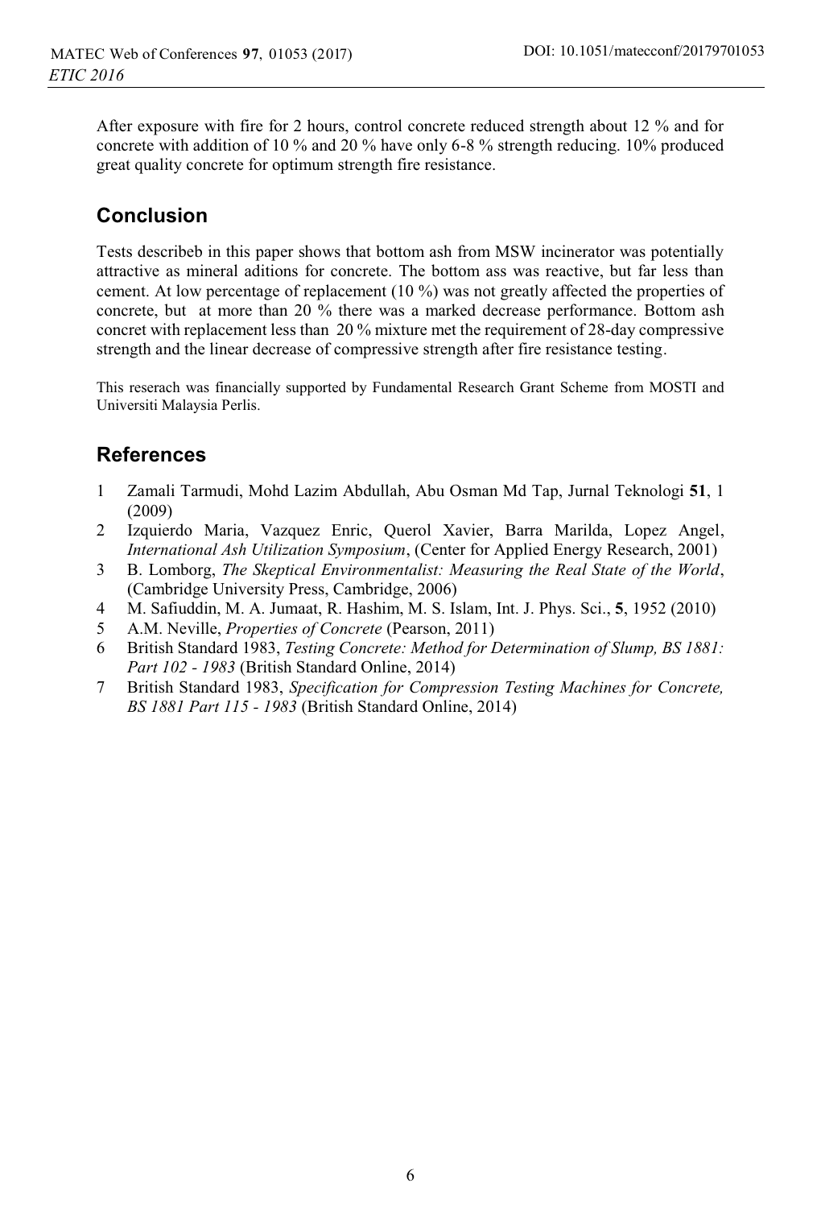After exposure with fire for 2 hours, control concrete reduced strength about 12 % and for concrete with addition of 10 % and 20 % have only 6-8 % strength reducing. 10% produced great quality concrete for optimum strength fire resistance.

## Conclusion

Tests describeb in this paper shows that bottom ash from MSW incinerator was potentially attractive as mineral aditions for concrete. The bottom ass was reactive, but far less than cement. At low percentage of replacement (10 %) was not greatly affected the properties of concrete, but at more than 20 % there was a marked decrease performance. Bottom ash concret with replacement less than 20 % mixture met the requirement of 28-day compressive strength and the linear decrease of compressive strength after fire resistance testing.

This reserach was financially supported by Fundamental Research Grant Scheme from MOSTI and Universiti Malaysia Perlis.

## References

1. Zamali Tarmudi, Mohd Lazim Abdullah, Abu Osman Md Tap, Jurnal Teknologi **51**, 1 (2009)
2. Izquierdo Maria, Vazquez Enric, Querol Xavier, Barra Marilda, Lopez Angel, *International Ash Utilization Symposium*, (Center for Applied Energy Research, 2001)
3. B. Lomborg, *The Skeptical Environmentalist: Measuring the Real State of the World*, (Cambridge University Press, Cambridge, 2006)
4. M. Safiuddin, M. A. Jumaat, R. Hashim, M. S. Islam, Int. J. Phys. Sci., **5**, 1952 (2010)
5. A.M. Neville, *Properties of Concrete* (Pearson, 2011)
6. British Standard 1983, *Testing Concrete: Method for Determination of Slump, BS 1881: Part 102 - 1983* (British Standard Online, 2014)
7. British Standard 1983, *Specification for Compression Testing Machines for Concrete, BS 1881 Part 115 - 1983* (British Standard Online, 2014)